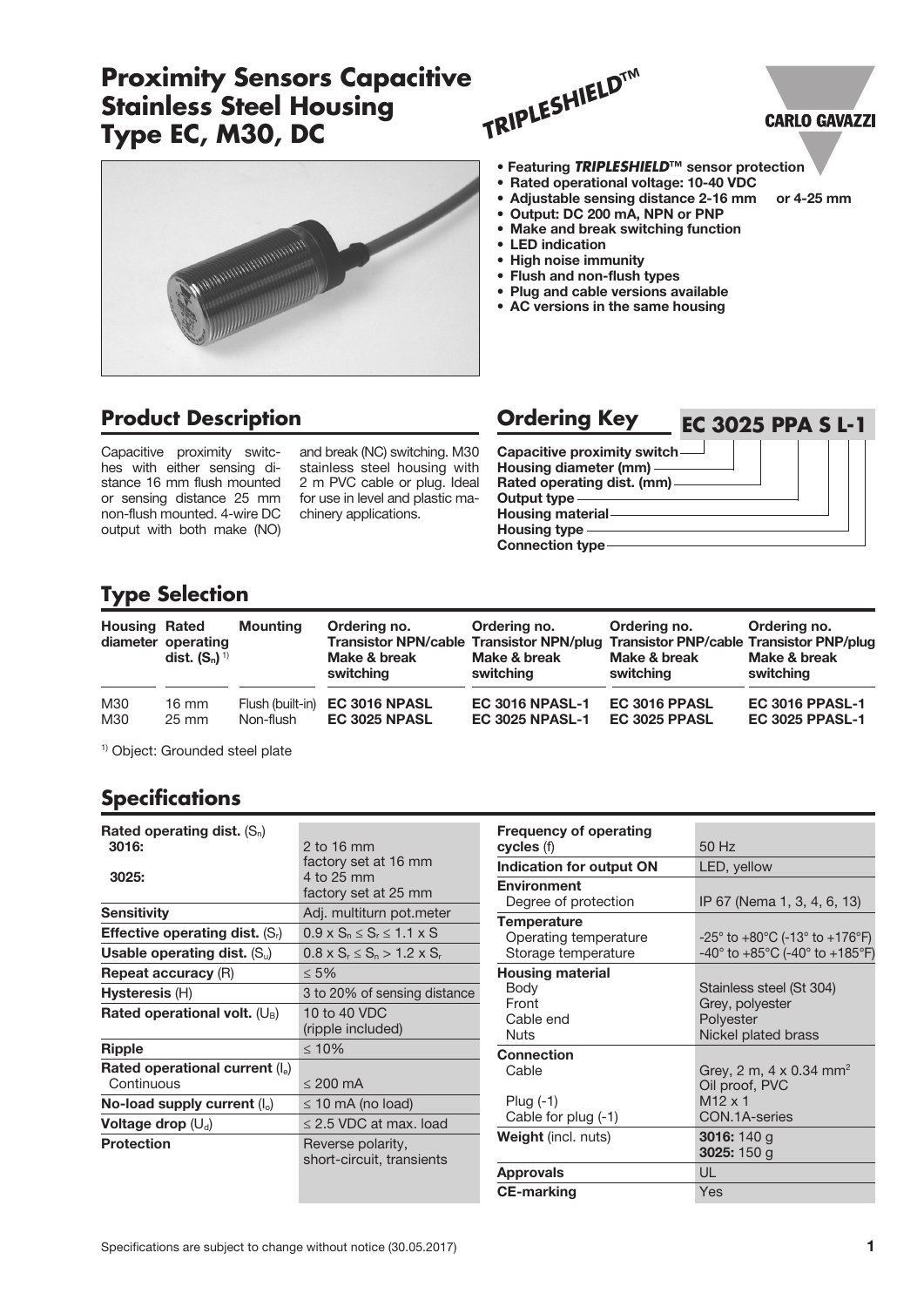# Proximity Sensors Capacitive Stainless Steel Housing Type EC, M30, DC

TRIPLESHIELD™

CARLO GAVAZZI

- **Featuring *TRIPLESHIELD*™ sensor protection**
- **Rated operational voltage: 10-40 VDC**
- **Adjustable sensing distance 2-16 mm or 4-25 mm**
- **Output: DC 200 mA, NPN or PNP**
- **Make and break switching function**
- **LED indication**
- **High noise immunity**
- **Flush and non-flush types**
- **Plug and cable versions available**
- **AC versions in the same housing**

## Product Description

Capacitive proximity switches with either sensing distance 16 mm flush mounted or sensing distance 25 mm non-flush mounted. 4-wire DC output with both make (NO) and break (NC) switching. M30 stainless steel housing with 2 m PVC cable or plug. Ideal for use in level and plastic machinery applications.

## Ordering Key

**EC 3025 PPA S L-1**

- Capacitive proximity switch
- Housing diameter (mm)
- Rated operating dist. (mm)
- Output type
- Housing material
- Housing type
- Connection type

## Type Selection

| Housing diameter | Rated operating dist. ($S_n$) [1] | Mounting | Ordering no. Transistor NPN/cable Make & break switching | Ordering no. Transistor NPN/plug Make & break switching | Ordering no. Transistor PNP/cable Make & break switching | Ordering no. Transistor PNP/plug Make & break switching |
|---|---|---|---|---|---|---|
| M30 | 16 mm | Flush (built-in) | **EC 3016 NPASL** | **EC 3016 NPASL-1** | **EC 3016 PPASL** | **EC 3016 PPASL-1** |
| M30 | 25 mm | Non-flush | **EC 3025 NPASL** | **EC 3025 NPASL-1** | **EC 3025 PPASL** | **EC 3025 PPASL-1** |

[1] Object: Grounded steel plate

## Specifications

| | |
|---|---|
| **Rated operating dist.** ($S_n$) | |
| **3016:** | 2 to 16 mm, factory set at 16 mm |
| **3025:** | 4 to 25 mm, factory set at 25 mm |
| **Sensitivity** | Adj. multiturn pot.meter |
| **Effective operating dist.** ($S_r$) | $0.9 \times S_n \leq S_r \leq 1.1 \times S$ |
| **Usable operating dist.** ($S_u$) | $0.8 \times S_r \leq S_n > 1.2 \times S_r$ |
| **Repeat accuracy** (R) | ≤ 5% |
| **Hysteresis** (H) | 3 to 20% of sensing distance |
| **Rated operational volt.** ($U_B$) | 10 to 40 VDC (ripple included) |
| **Ripple** | ≤ 10% |
| **Rated operational current** ($I_e$) Continuous | ≤ 200 mA |
| **No-load supply current** ($I_o$) | ≤ 10 mA (no load) |
| **Voltage drop** ($U_d$) | ≤ 2.5 VDC at max. load |
| **Protection** | Reverse polarity, short-circuit, transients |

| | |
|---|---|
| **Frequency of operating cycles** (f) | 50 Hz |
| **Indication for output ON** | LED, yellow |
| **Environment** Degree of protection | IP 67 (Nema 1, 3, 4, 6, 13) |
| **Temperature** | |
| Operating temperature | -25° to +80°C (-13° to +176°F) |
| Storage temperature | -40° to +85°C (-40° to +185°F) |
| **Housing material** | |
| Body | Stainless steel (St 304) |
| Front | Grey, polyester |
| Cable end | Polyester |
| Nuts | Nickel plated brass |
| **Connection** | |
| Cable | Grey, 2 m, 4 x 0.34 mm², Oil proof, PVC |
| Plug (-1) | M12 x 1 |
| Cable for plug (-1) | CON.1A-series |
| **Weight** (incl. nuts) | **3016:** 140 g, **3025:** 150 g |
| **Approvals** | UL |
| **CE-marking** | Yes |

Specifications are subject to change without notice (30.05.2017)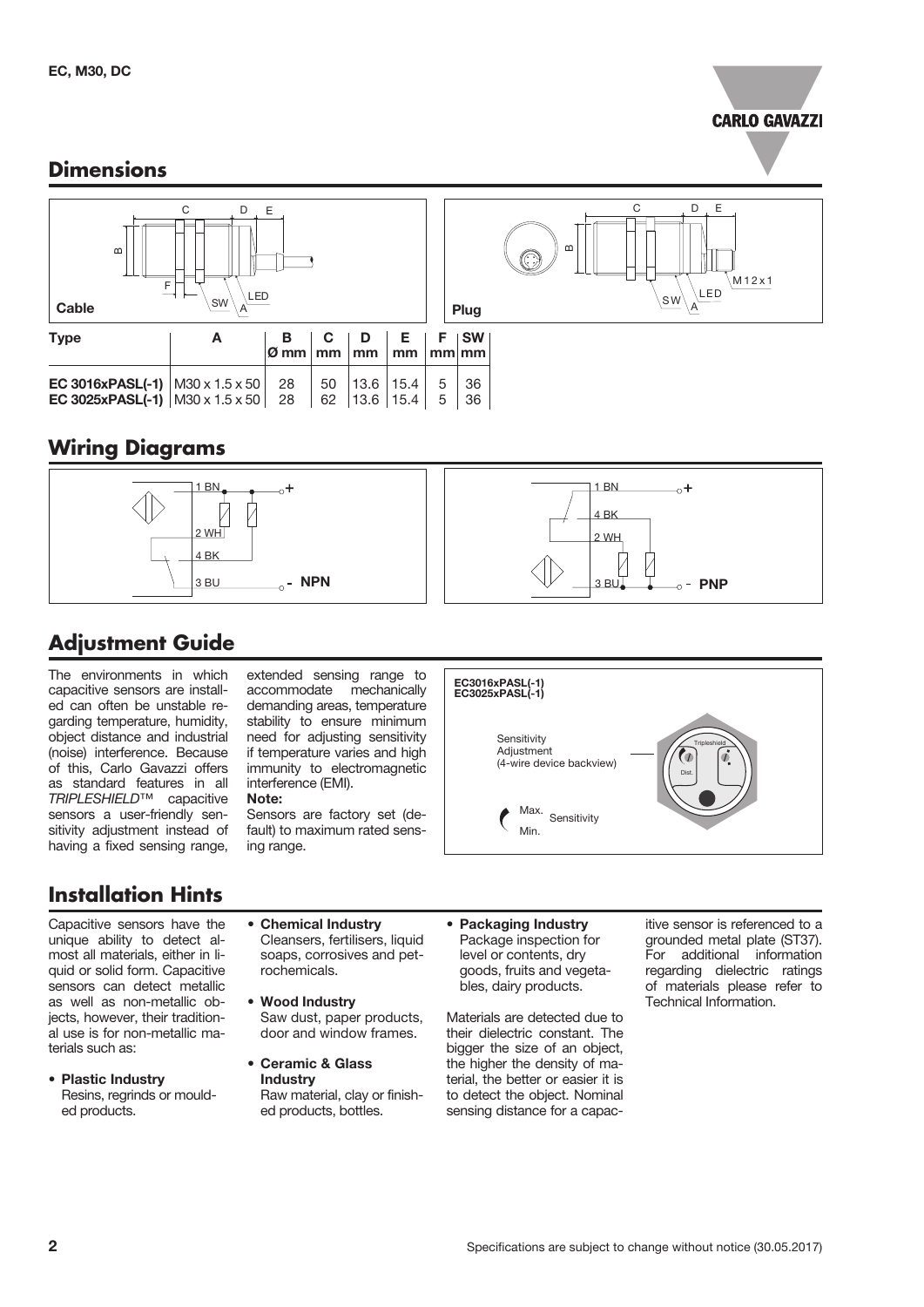## Dimensions

Cable

Plug

| Type | A | B Ø mm | C mm | D mm | E mm | F mm | SW mm |
|---|---|---|---|---|---|---|---|
| **EC 3016xPASL(-1)** | M30 x 1.5 x 50 | 28 | 50 | 13.6 | 15.4 | 5 | 36 |
| **EC 3025xPASL(-1)** | M30 x 1.5 x 50 | 28 | 62 | 13.6 | 15.4 | 5 | 36 |

## Wiring Diagrams

NPN: 1 BN (+), 2 WH, 4 BK, 3 BU (-)

PNP: 1 BN (+), 4 BK, 2 WH, 3 BU (-)

## Adjustment Guide

The environments in which capacitive sensors are installed can often be unstable regarding temperature, humidity, object distance and industrial (noise) interference. Because of this, Carlo Gavazzi offers as standard features in all *TRIPLESHIELD*™ capacitive sensors a user-friendly sensitivity adjustment instead of having a fixed sensing range, extended sensing range to accommodate mechanically demanding areas, temperature stability to ensure minimum need for adjusting sensitivity if temperature varies and high immunity to electromagnetic interference (EMI).

**Note:**
Sensors are factory set (default) to maximum rated sensing range.

**EC3016xPASL(-1)**
**EC3025xPASL(-1)**

Sensitivity Adjustment (4-wire device backview)

Max. / Min. Sensitivity

## Installation Hints

Capacitive sensors have the unique ability to detect almost all materials, either in liquid or solid form. Capacitive sensors can detect metallic as well as non-metallic objects, however, their traditional use is for non-metallic materials such as:

- **Plastic Industry**
  Resins, regrinds or moulded products.
- **Chemical Industry**
  Cleansers, fertilisers, liquid soaps, corrosives and petrochemicals.
- **Wood Industry**
  Saw dust, paper products, door and window frames.
- **Ceramic & Glass Industry**
  Raw material, clay or finished products, bottles.
- **Packaging Industry**
  Package inspection for level or contents, dry goods, fruits and vegetables, dairy products.

Materials are detected due to their dielectric constant. The bigger the size of an object, the higher the density of material, the better or easier it is to detect the object. Nominal sensing distance for a capacitive sensor is referenced to a grounded metal plate (ST37). For additional information regarding dielectric ratings of materials please refer to Technical Information.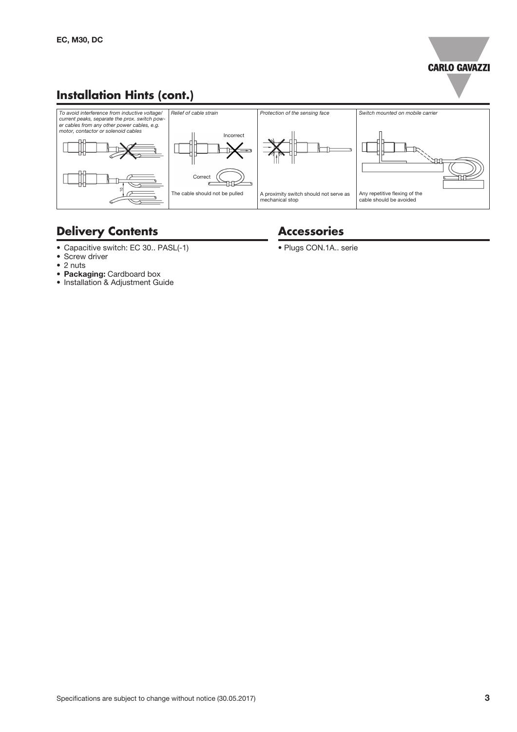## Installation Hints (cont.)

| | | | |
|---|---|---|---|
| *To avoid interference from inductive voltage/ current peaks, separate the prox. switch power cables from any other power cables, e.g. motor, contactor or solenoid cables* | *Relief of cable strain* | *Protection of the sensing face* | *Switch mounted on mobile carrier* |
| 10 | Incorrect<br>Correct | | |
| | The cable should not be pulled | A proximity switch should not serve as mechanical stop | Any repetitive flexing of the cable should be avoided |

## Delivery Contents

- Capacitive switch: EC 30.. PASL(-1)
- Screw driver
- 2 nuts
- **Packaging:** Cardboard box
- Installation & Adjustment Guide

## Accessories

- Plugs CON.1A.. serie

Specifications are subject to change without notice (30.05.2017)